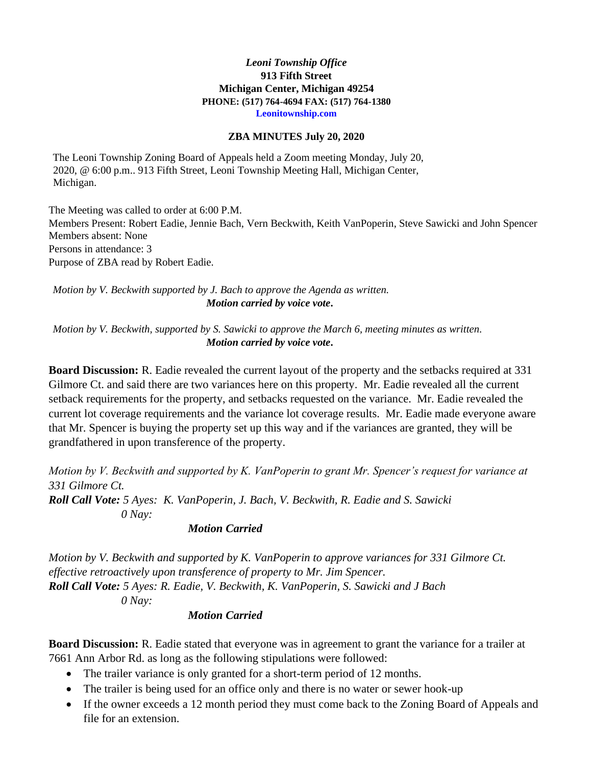***Leoni Township Office***
**913 Fifth Street**
**Michigan Center, Michigan 49254**
**PHONE: (517) 764-4694 FAX: (517) 764-1380**
**Leonitownship.com**

## ZBA MINUTES July 20, 2020

The Leoni Township Zoning Board of Appeals held a Zoom meeting Monday, July 20, 2020, @ 6:00 p.m.. 913 Fifth Street, Leoni Township Meeting Hall, Michigan Center, Michigan.

The Meeting was called to order at 6:00 P.M.
Members Present: Robert Eadie, Jennie Bach, Vern Beckwith, Keith VanPoperin, Steve Sawicki and John Spencer
Members absent: None
Persons in attendance: 3
Purpose of ZBA read by Robert Eadie.

*Motion by V. Beckwith supported by J. Bach to approve the Agenda as written.*
***Motion carried by voice vote.***

*Motion by V. Beckwith, supported by S. Sawicki to approve the March 6, meeting minutes as written.*
***Motion carried by voice vote.***

**Board Discussion:** R. Eadie revealed the current layout of the property and the setbacks required at 331 Gilmore Ct. and said there are two variances here on this property. Mr. Eadie revealed all the current setback requirements for the property, and setbacks requested on the variance. Mr. Eadie revealed the current lot coverage requirements and the variance lot coverage results. Mr. Eadie made everyone aware that Mr. Spencer is buying the property set up this way and if the variances are granted, they will be grandfathered in upon transference of the property.

*Motion by V. Beckwith and supported by K. VanPoperin to grant Mr. Spencer's request for variance at 331 Gilmore Ct.*
***Roll Call Vote:** 5 Ayes: K. VanPoperin, J. Bach, V. Beckwith, R. Eadie and S. Sawicki*
*0 Nay:*
***Motion Carried***

*Motion by V. Beckwith and supported by K. VanPoperin to approve variances for 331 Gilmore Ct. effective retroactively upon transference of property to Mr. Jim Spencer.*
***Roll Call Vote:** 5 Ayes: R. Eadie, V. Beckwith, K. VanPoperin, S. Sawicki and J Bach*
*0 Nay:*
***Motion Carried***

**Board Discussion:** R. Eadie stated that everyone was in agreement to grant the variance for a trailer at 7661 Ann Arbor Rd. as long as the following stipulations were followed:

- The trailer variance is only granted for a short-term period of 12 months.
- The trailer is being used for an office only and there is no water or sewer hook-up
- If the owner exceeds a 12 month period they must come back to the Zoning Board of Appeals and file for an extension.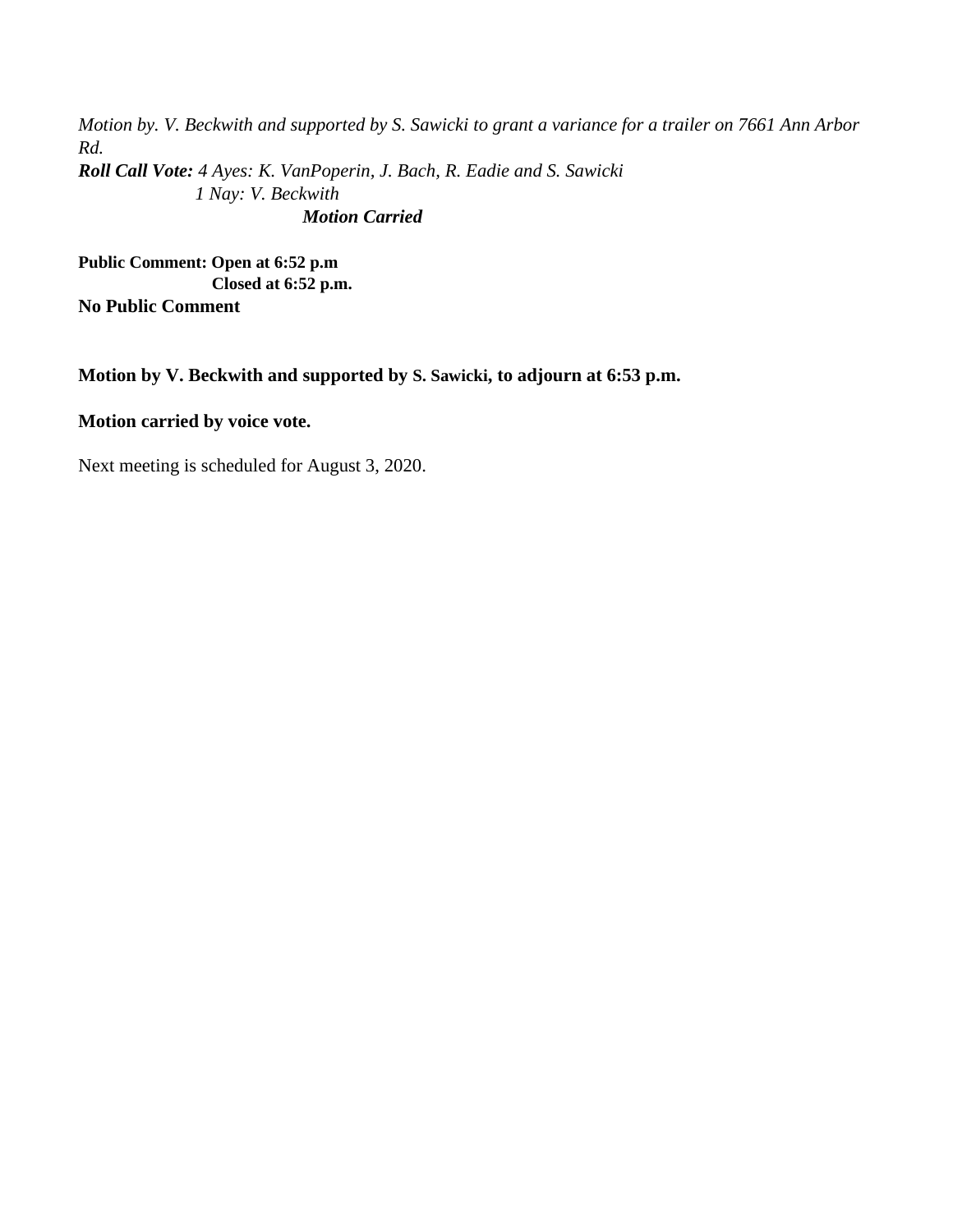*Motion by. V. Beckwith and supported by S. Sawicki to grant a variance for a trailer on 7661 Ann Arbor Rd.*

***Roll Call Vote:*** *4 Ayes: K. VanPoperin, J. Bach, R. Eadie and S. Sawicki*
*1 Nay: V. Beckwith*
***Motion Carried***

**Public Comment: Open at 6:52 p.m**
**Closed at 6:52 p.m.**
**No Public Comment**

**Motion by V. Beckwith and supported by S. Sawicki, to adjourn at 6:53 p.m.**

**Motion carried by voice vote.**

Next meeting is scheduled for August 3, 2020.